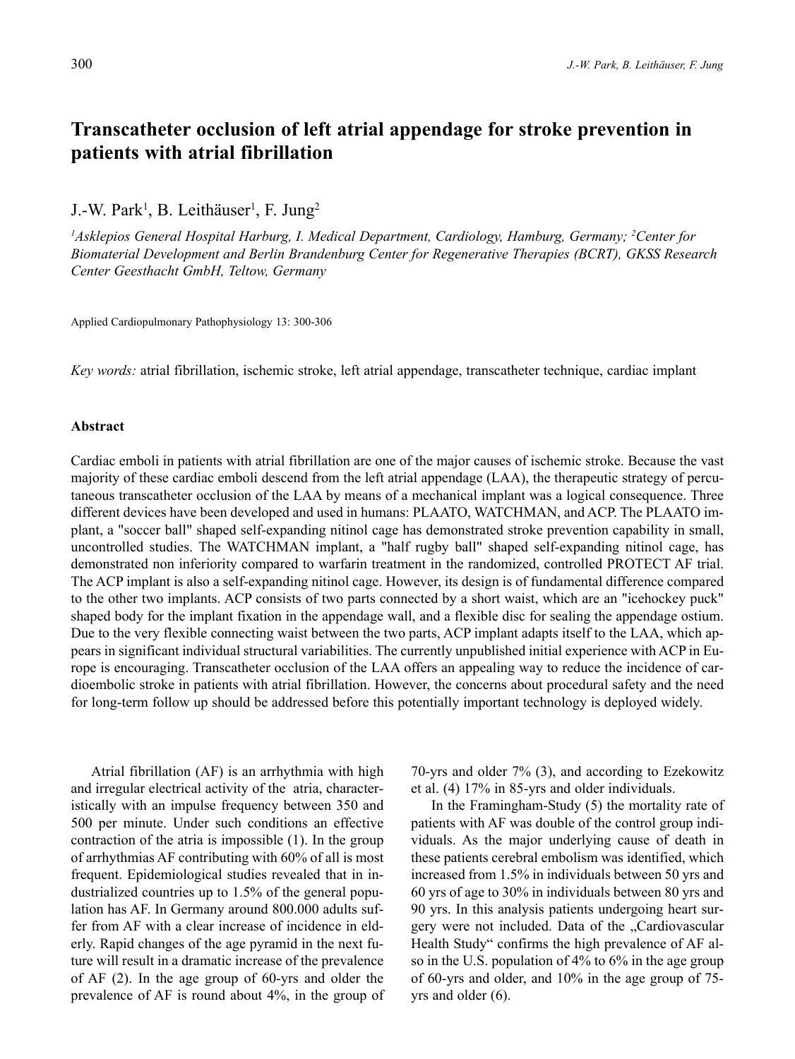# Transcatheter occlusion of left atrial appendage for stroke prevention in patients with atrial fibrillation

J.-W. Park[1], B. Leithäuser[1], F. Jung[2]

*[1]Asklepios General Hospital Harburg, I. Medical Department, Cardiology, Hamburg, Germany; [2]Center for Biomaterial Development and Berlin Brandenburg Center for Regenerative Therapies (BCRT), GKSS Research Center Geesthacht GmbH, Teltow, Germany*

Applied Cardiopulmonary Pathophysiology 13: 300-306

*Key words:* atrial fibrillation, ischemic stroke, left atrial appendage, transcatheter technique, cardiac implant

## Abstract

Cardiac emboli in patients with atrial fibrillation are one of the major causes of ischemic stroke. Because the vast majority of these cardiac emboli descend from the left atrial appendage (LAA), the therapeutic strategy of percutaneous transcatheter occlusion of the LAA by means of a mechanical implant was a logical consequence. Three different devices have been developed and used in humans: PLAATO, WATCHMAN, and ACP. The PLAATO implant, a "soccer ball" shaped self-expanding nitinol cage has demonstrated stroke prevention capability in small, uncontrolled studies. The WATCHMAN implant, a "half rugby ball" shaped self-expanding nitinol cage, has demonstrated non inferiority compared to warfarin treatment in the randomized, controlled PROTECT AF trial. The ACP implant is also a self-expanding nitinol cage. However, its design is of fundamental difference compared to the other two implants. ACP consists of two parts connected by a short waist, which are an "icehockey puck" shaped body for the implant fixation in the appendage wall, and a flexible disc for sealing the appendage ostium. Due to the very flexible connecting waist between the two parts, ACP implant adapts itself to the LAA, which appears in significant individual structural variabilities. The currently unpublished initial experience with ACP in Europe is encouraging. Transcatheter occlusion of the LAA offers an appealing way to reduce the incidence of cardioembolic stroke in patients with atrial fibrillation. However, the concerns about procedural safety and the need for long-term follow up should be addressed before this potentially important technology is deployed widely.

Atrial fibrillation (AF) is an arrhythmia with high and irregular electrical activity of the atria, characteristically with an impulse frequency between 350 and 500 per minute. Under such conditions an effective contraction of the atria is impossible (1). In the group of arrhythmias AF contributing with 60% of all is most frequent. Epidemiological studies revealed that in industrialized countries up to 1.5% of the general population has AF. In Germany around 800.000 adults suffer from AF with a clear increase of incidence in elderly. Rapid changes of the age pyramid in the next future will result in a dramatic increase of the prevalence of AF (2). In the age group of 60-yrs and older the prevalence of AF is round about 4%, in the group of 70-yrs and older 7% (3), and according to Ezekowitz et al. (4) 17% in 85-yrs and older individuals.

In the Framingham-Study (5) the mortality rate of patients with AF was double of the control group individuals. As the major underlying cause of death in these patients cerebral embolism was identified, which increased from 1.5% in individuals between 50 yrs and 60 yrs of age to 30% in individuals between 80 yrs and 90 yrs. In this analysis patients undergoing heart surgery were not included. Data of the „Cardiovascular Health Study“ confirms the high prevalence of AF also in the U.S. population of 4% to 6% in the age group of 60-yrs and older, and 10% in the age group of 75-yrs and older (6).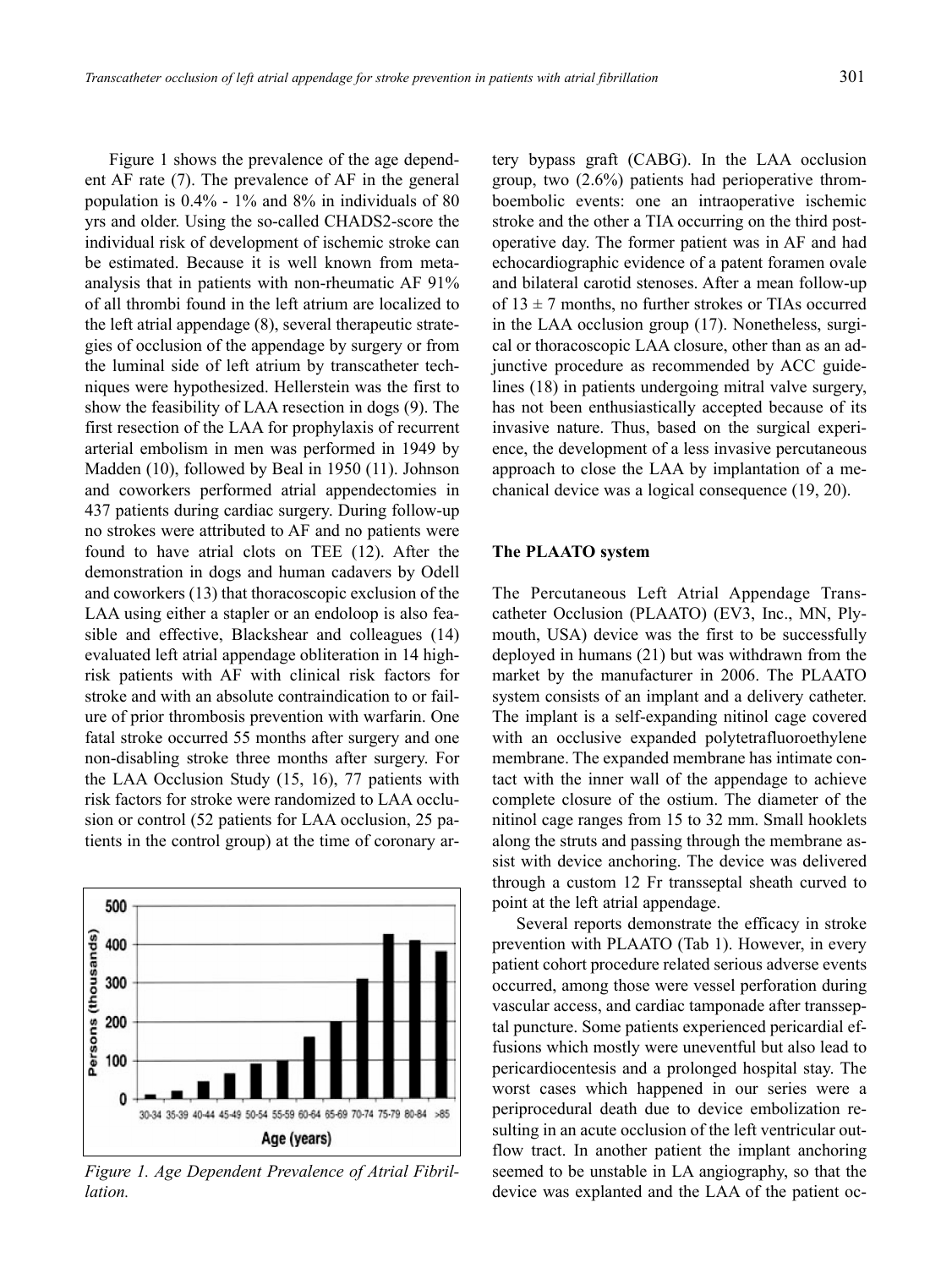Figure 1 shows the prevalence of the age dependent AF rate (7). The prevalence of AF in the general population is 0.4% - 1% and 8% in individuals of 80 yrs and older. Using the so-called CHADS2-score the individual risk of development of ischemic stroke can be estimated. Because it is well known from meta-analysis that in patients with non-rheumatic AF 91% of all thrombi found in the left atrium are localized to the left atrial appendage (8), several therapeutic strategies of occlusion of the appendage by surgery or from the luminal side of left atrium by transcatheter techniques were hypothesized. Hellerstein was the first to show the feasibility of LAA resection in dogs (9). The first resection of the LAA for prophylaxis of recurrent arterial embolism in men was performed in 1949 by Madden (10), followed by Beal in 1950 (11). Johnson and coworkers performed atrial appendectomies in 437 patients during cardiac surgery. During follow-up no strokes were attributed to AF and no patients were found to have atrial clots on TEE (12). After the demonstration in dogs and human cadavers by Odell and coworkers (13) that thoracoscopic exclusion of the LAA using either a stapler or an endoloop is also feasible and effective, Blackshear and colleagues (14) evaluated left atrial appendage obliteration in 14 high-risk patients with AF with clinical risk factors for stroke and with an absolute contraindication to or failure of prior thrombosis prevention with warfarin. One fatal stroke occurred 55 months after surgery and one non-disabling stroke three months after surgery. For the LAA Occlusion Study (15, 16), 77 patients with risk factors for stroke were randomized to LAA occlusion or control (52 patients for LAA occlusion, 25 patients in the control group) at the time of coronary artery bypass graft (CABG). In the LAA occlusion group, two (2.6%) patients had perioperative thromboembolic events: one an intraoperative ischemic stroke and the other a TIA occurring on the third postoperative day. The former patient was in AF and had echocardiographic evidence of a patent foramen ovale and bilateral carotid stenoses. After a mean follow-up of 13 ± 7 months, no further strokes or TIAs occurred in the LAA occlusion group (17). Nonetheless, surgical or thoracoscopic LAA closure, other than as an adjunctive procedure as recommended by ACC guidelines (18) in patients undergoing mitral valve surgery, has not been enthusiastically accepted because of its invasive nature. Thus, based on the surgical experience, the development of a less invasive percutaneous approach to close the LAA by implantation of a mechanical device was a logical consequence (19, 20).

*Figure 1. Age Dependent Prevalence of Atrial Fibrillation.*

## The PLAATO system

The Percutaneous Left Atrial Appendage Transcatheter Occlusion (PLAATO) (EV3, Inc., MN, Plymouth, USA) device was the first to be successfully deployed in humans (21) but was withdrawn from the market by the manufacturer in 2006. The PLAATO system consists of an implant and a delivery catheter. The implant is a self-expanding nitinol cage covered with an occlusive expanded polytetrafluoroethylene membrane. The expanded membrane has intimate contact with the inner wall of the appendage to achieve complete closure of the ostium. The diameter of the nitinol cage ranges from 15 to 32 mm. Small hooklets along the struts and passing through the membrane assist with device anchoring. The device was delivered through a custom 12 Fr transseptal sheath curved to point at the left atrial appendage.

Several reports demonstrate the efficacy in stroke prevention with PLAATO (Tab 1). However, in every patient cohort procedure related serious adverse events occurred, among those were vessel perforation during vascular access, and cardiac tamponade after transseptal puncture. Some patients experienced pericardial effusions which mostly were uneventful but also lead to pericardiocentesis and a prolonged hospital stay. The worst cases which happened in our series were a periprocedural death due to device embolization resulting in an acute occlusion of the left ventricular outflow tract. In another patient the implant anchoring seemed to be unstable in LA angiography, so that the device was explanted and the LAA of the patient oc-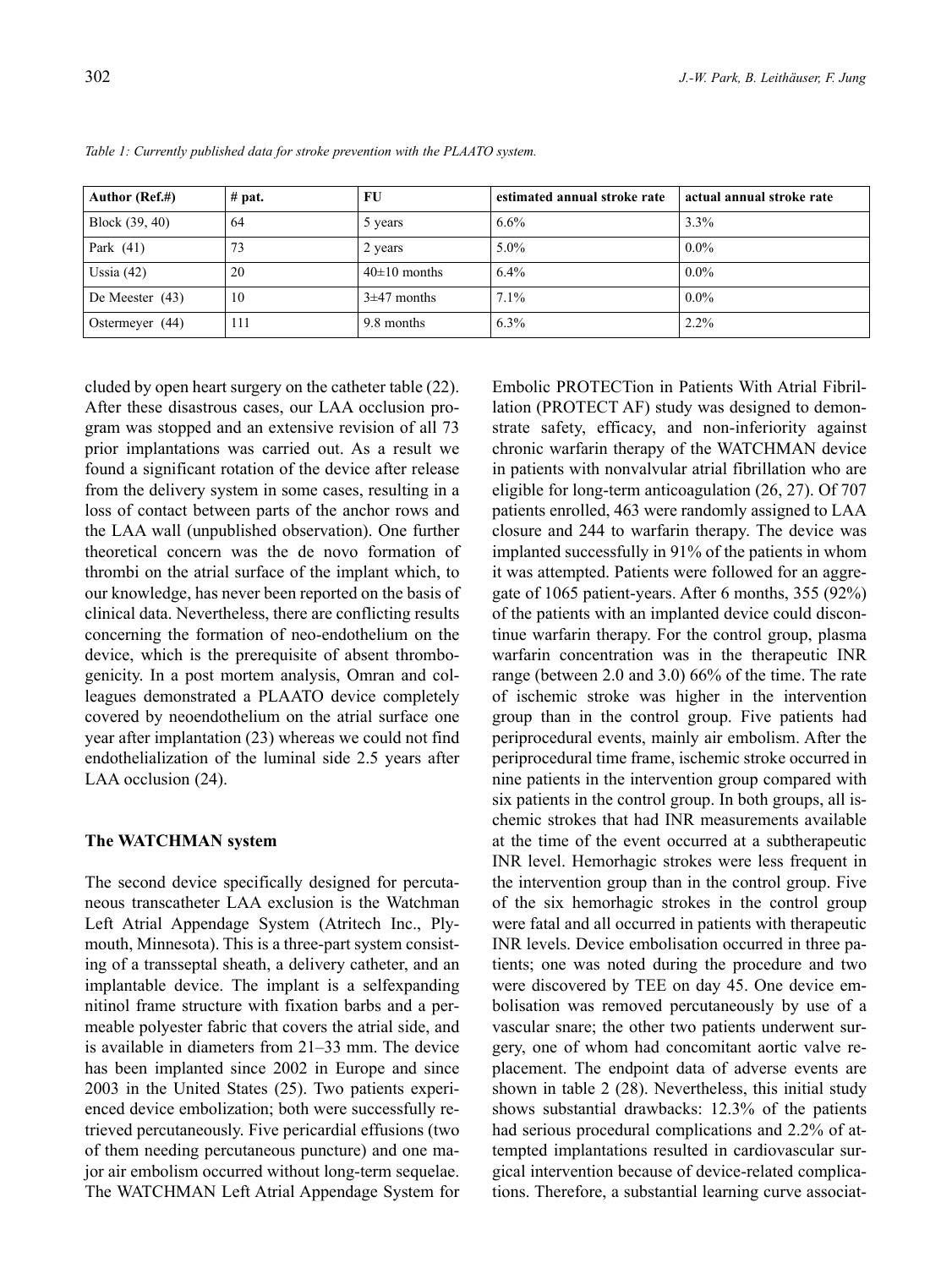*Table 1: Currently published data for stroke prevention with the PLAATO system.*

| Author (Ref.#) | # pat. | FU | estimated annual stroke rate | actual annual stroke rate |
|---|---|---|---|---|
| Block (39, 40) | 64 | 5 years | 6.6% | 3.3% |
| Park (41) | 73 | 2 years | 5.0% | 0.0% |
| Ussia (42) | 20 | 40±10 months | 6.4% | 0.0% |
| De Meester (43) | 10 | 3±47 months | 7.1% | 0.0% |
| Ostermeyer (44) | 111 | 9.8 months | 6.3% | 2.2% |

cluded by open heart surgery on the catheter table (22). After these disastrous cases, our LAA occlusion program was stopped and an extensive revision of all 73 prior implantations was carried out. As a result we found a significant rotation of the device after release from the delivery system in some cases, resulting in a loss of contact between parts of the anchor rows and the LAA wall (unpublished observation). One further theoretical concern was the de novo formation of thrombi on the atrial surface of the implant which, to our knowledge, has never been reported on the basis of clinical data. Nevertheless, there are conflicting results concerning the formation of neo-endothelium on the device, which is the prerequisite of absent thrombogenicity. In a post mortem analysis, Omran and colleagues demonstrated a PLAATO device completely covered by neoendothelium on the atrial surface one year after implantation (23) whereas we could not find endothelialization of the luminal side 2.5 years after LAA occlusion (24).

## The WATCHMAN system

The second device specifically designed for percutaneous transcatheter LAA exclusion is the Watchman Left Atrial Appendage System (Atritech Inc., Plymouth, Minnesota). This is a three-part system consisting of a transseptal sheath, a delivery catheter, and an implantable device. The implant is a selfexpanding nitinol frame structure with fixation barbs and a permeable polyester fabric that covers the atrial side, and is available in diameters from 21–33 mm. The device has been implanted since 2002 in Europe and since 2003 in the United States (25). Two patients experienced device embolization; both were successfully retrieved percutaneously. Five pericardial effusions (two of them needing percutaneous puncture) and one major air embolism occurred without long-term sequelae. The WATCHMAN Left Atrial Appendage System for Embolic PROTECTion in Patients With Atrial Fibrillation (PROTECT AF) study was designed to demonstrate safety, efficacy, and non-inferiority against chronic warfarin therapy of the WATCHMAN device in patients with nonvalvular atrial fibrillation who are eligible for long-term anticoagulation (26, 27). Of 707 patients enrolled, 463 were randomly assigned to LAA closure and 244 to warfarin therapy. The device was implanted successfully in 91% of the patients in whom it was attempted. Patients were followed for an aggregate of 1065 patient-years. After 6 months, 355 (92%) of the patients with an implanted device could discontinue warfarin therapy. For the control group, plasma warfarin concentration was in the therapeutic INR range (between 2.0 and 3.0) 66% of the time. The rate of ischemic stroke was higher in the intervention group than in the control group. Five patients had periprocedural events, mainly air embolism. After the periprocedural time frame, ischemic stroke occurred in nine patients in the intervention group compared with six patients in the control group. In both groups, all ischemic strokes that had INR measurements available at the time of the event occurred at a subtherapeutic INR level. Hemorhagic strokes were less frequent in the intervention group than in the control group. Five of the six hemorhagic strokes in the control group were fatal and all occurred in patients with therapeutic INR levels. Device embolisation occurred in three patients; one was noted during the procedure and two were discovered by TEE on day 45. One device embolisation was removed percutaneously by use of a vascular snare; the other two patients underwent surgery, one of whom had concomitant aortic valve replacement. The endpoint data of adverse events are shown in table 2 (28). Nevertheless, this initial study shows substantial drawbacks: 12.3% of the patients had serious procedural complications and 2.2% of attempted implantations resulted in cardiovascular surgical intervention because of device-related complications. Therefore, a substantial learning curve associat-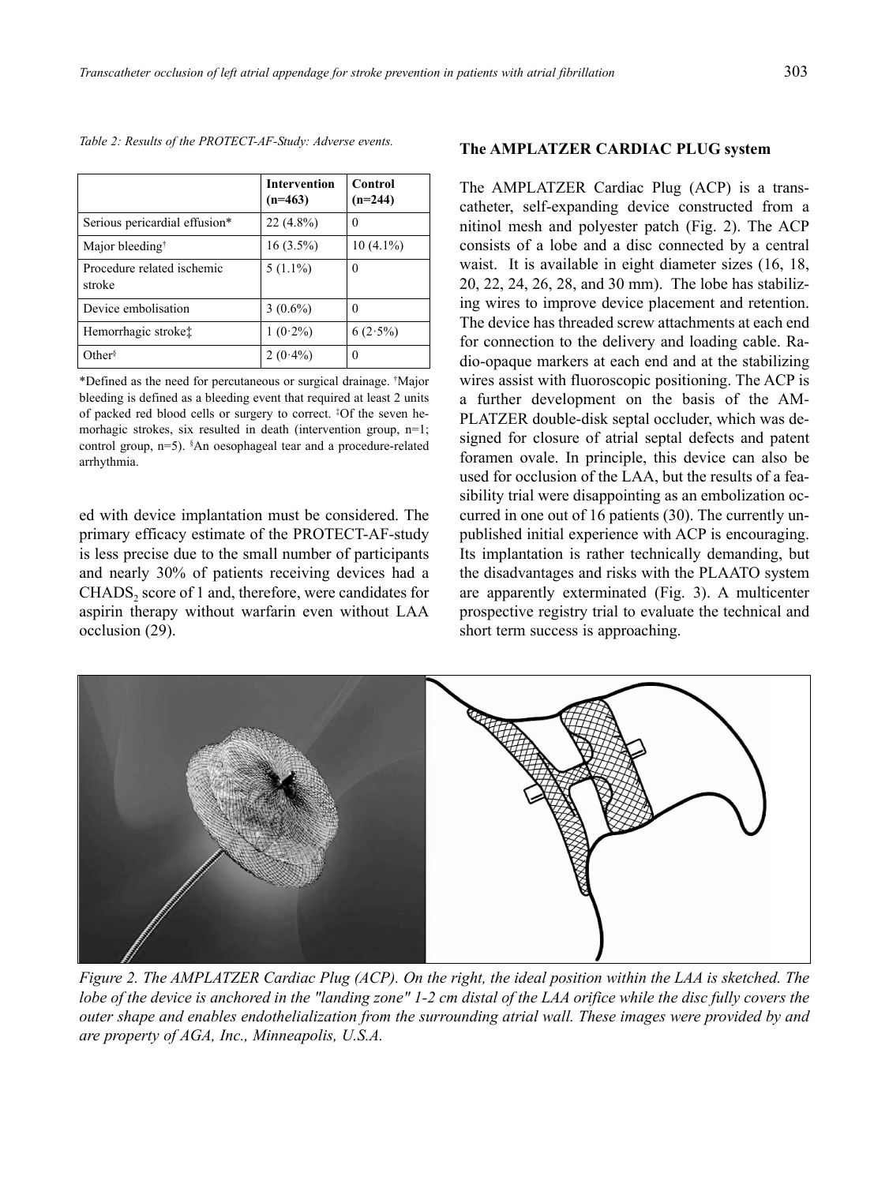*Table 2: Results of the PROTECT-AF-Study: Adverse events.*

| | Intervention (n=463) | Control (n=244) |
|---|---|---|
| Serious pericardial effusion* | 22 (4.8%) | 0 |
| Major bleeding† | 16 (3.5%) | 10 (4.1%) |
| Procedure related ischemic stroke | 5 (1.1%) | 0 |
| Device embolisation | 3 (0.6%) | 0 |
| Hemorrhagic stroke‡ | 1 (0·2%) | 6 (2·5%) |
| Other§ | 2 (0·4%) | 0 |

*Defined as the need for percutaneous or surgical drainage. †Major bleeding is defined as a bleeding event that required at least 2 units of packed red blood cells or surgery to correct. ‡Of the seven hemorhagic strokes, six resulted in death (intervention group, n=1; control group, n=5). §An oesophageal tear and a procedure-related arrhythmia.

ed with device implantation must be considered. The primary efficacy estimate of the PROTECT-AF-study is less precise due to the small number of participants and nearly 30% of patients receiving devices had a $CHADS_2$ score of 1 and, therefore, were candidates for aspirin therapy without warfarin even without LAA occlusion (29).

## The AMPLATZER CARDIAC PLUG system

The AMPLATZER Cardiac Plug (ACP) is a transcatheter, self-expanding device constructed from a nitinol mesh and polyester patch (Fig. 2). The ACP consists of a lobe and a disc connected by a central waist. It is available in eight diameter sizes (16, 18, 20, 22, 24, 26, 28, and 30 mm). The lobe has stabilizing wires to improve device placement and retention. The device has threaded screw attachments at each end for connection to the delivery and loading cable. Radio-opaque markers at each end and at the stabilizing wires assist with fluoroscopic positioning. The ACP is a further development on the basis of the AMPLATZER double-disk septal occluder, which was designed for closure of atrial septal defects and patent foramen ovale. In principle, this device can also be used for occlusion of the LAA, but the results of a feasibility trial were disappointing as an embolization occurred in one out of 16 patients (30). The currently unpublished initial experience with ACP is encouraging. Its implantation is rather technically demanding, but the disadvantages and risks with the PLAATO system are apparently exterminated (Fig. 3). A multicenter prospective registry trial to evaluate the technical and short term success is approaching.

*Figure 2. The AMPLATZER Cardiac Plug (ACP). On the right, the ideal position within the LAA is sketched. The lobe of the device is anchored in the "landing zone" 1-2 cm distal of the LAA orifice while the disc fully covers the outer shape and enables endothelialization from the surrounding atrial wall. These images were provided by and are property of AGA, Inc., Minneapolis, U.S.A.*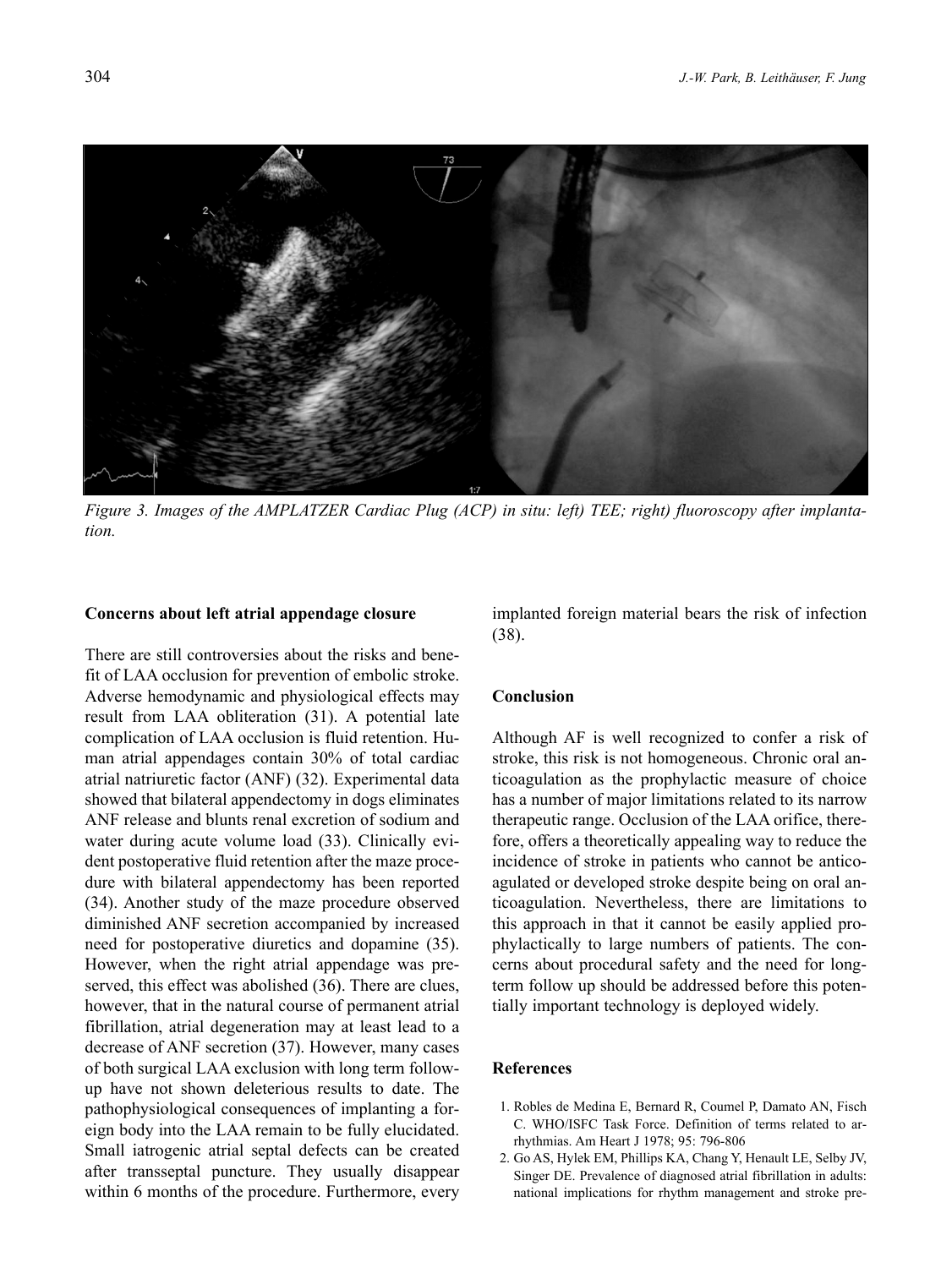Figure 3. Images of the AMPLATZER Cardiac Plug (ACP) in situ: left) TEE; right) fluoroscopy after implantation.

**Concerns about left atrial appendage closure**

There are still controversies about the risks and benefit of LAA occlusion for prevention of embolic stroke. Adverse hemodynamic and physiological effects may result from LAA obliteration (31). A potential late complication of LAA occlusion is fluid retention. Human atrial appendages contain 30% of total cardiac atrial natriuretic factor (ANF) (32). Experimental data showed that bilateral appendectomy in dogs eliminates ANF release and blunts renal excretion of sodium and water during acute volume load (33). Clinically evident postoperative fluid retention after the maze procedure with bilateral appendectomy has been reported (34). Another study of the maze procedure observed diminished ANF secretion accompanied by increased need for postoperative diuretics and dopamine (35). However, when the right atrial appendage was preserved, this effect was abolished (36). There are clues, however, that in the natural course of permanent atrial fibrillation, atrial degeneration may at least lead to a decrease of ANF secretion (37). However, many cases of both surgical LAA exclusion with long term follow-up have not shown deleterious results to date. The pathophysiological consequences of implanting a foreign body into the LAA remain to be fully elucidated. Small iatrogenic atrial septal defects can be created after transseptal puncture. They usually disappear within 6 months of the procedure. Furthermore, every implanted foreign material bears the risk of infection (38).

**Conclusion**

Although AF is well recognized to confer a risk of stroke, this risk is not homogeneous. Chronic oral anticoagulation as the prophylactic measure of choice has a number of major limitations related to its narrow therapeutic range. Occlusion of the LAA orifice, therefore, offers a theoretically appealing way to reduce the incidence of stroke in patients who cannot be anticoagulated or developed stroke despite being on oral anticoagulation. Nevertheless, there are limitations to this approach in that it cannot be easily applied prophylactically to large numbers of patients. The concerns about procedural safety and the need for long-term follow up should be addressed before this potentially important technology is deployed widely.

**References**

1. Robles de Medina E, Bernard R, Coumel P, Damato AN, Fisch C. WHO/ISFC Task Force. Definition of terms related to arrhythmias. Am Heart J 1978; 95: 796-806
2. Go AS, Hylek EM, Phillips KA, Chang Y, Henault LE, Selby JV, Singer DE. Prevalence of diagnosed atrial fibrillation in adults: national implications for rhythm management and stroke pre-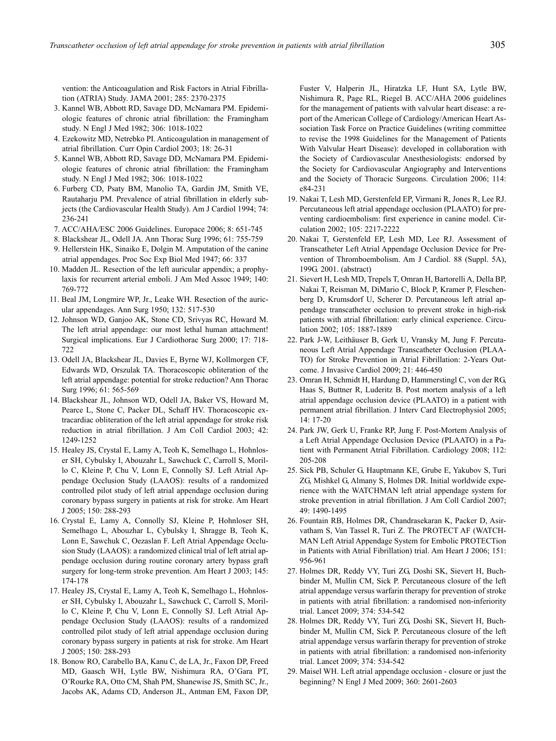vention: the Anticoagulation and Risk Factors in Atrial Fibrillation (ATRIA) Study. JAMA 2001; 285: 2370-2375

3. Kannel WB, Abbott RD, Savage DD, McNamara PM. Epidemiologic features of chronic atrial fibrillation: the Framingham study. N Engl J Med 1982; 306: 1018-1022
4. Ezekowitz MD, Netrebko PI. Anticoagulation in management of atrial fibrillation. Curr Opin Cardiol 2003; 18: 26-31
5. Kannel WB, Abbott RD, Savage DD, McNamara PM. Epidemiologic features of chronic atrial fibrillation: the Framingham study. N Engl J Med 1982; 306: 1018-1022
6. Furberg CD, Psaty BM, Manolio TA, Gardin JM, Smith VE, Rautaharju PM. Prevalence of atrial fibrillation in elderly subjects (the Cardiovascular Health Study). Am J Cardiol 1994; 74: 236-241
7. ACC/AHA/ESC 2006 Guidelines. Europace 2006; 8: 651-745
8. Blackshear JL, Odell JA. Ann Thorac Surg 1996; 61: 755-759
9. Hellerstein HK, Sinaiko E, Dolgin M. Amputation of the canine atrial appendages. Proc Soc Exp Biol Med 1947; 66: 337
10. Madden JL. Resection of the left auricular appendix; a prophylaxis for recurrent arterial emboli. J Am Med Assoc 1949; 140: 769-772
11. Beal JM, Longmire WP, Jr., Leake WH. Resection of the auricular appendages. Ann Surg 1950; 132: 517-530
12. Johnson WD, Ganjoo AK, Stone CD, Srivyas RC, Howard M. The left atrial appendage: our most lethal human attachment! Surgical implications. Eur J Cardiothorac Surg 2000; 17: 718-722
13. Odell JA, Blackshear JL, Davies E, Byrne WJ, Kollmorgen CF, Edwards WD, Orszulak TA. Thoracoscopic obliteration of the left atrial appendage: potential for stroke reduction? Ann Thorac Surg 1996; 61: 565-569
14. Blackshear JL, Johnson WD, Odell JA, Baker VS, Howard M, Pearce L, Stone C, Packer DL, Schaff HV. Thoracoscopic extracardiac obliteration of the left atrial appendage for stroke risk reduction in atrial fibrillation. J Am Coll Cardiol 2003; 42: 1249-1252
15. Healey JS, Crystal E, Lamy A, Teoh K, Semelhago L, Hohnloser SH, Cybulsky I, Abouzahr L, Sawchuck C, Carroll S, Morillo C, Kleine P, Chu V, Lonn E, Connolly SJ. Left Atrial Appendage Occlusion Study (LAAOS): results of a randomized controlled pilot study of left atrial appendage occlusion during coronary bypass surgery in patients at risk for stroke. Am Heart J 2005; 150: 288-293
16. Crystal E, Lamy A, Connolly SJ, Kleine P, Hohnloser SH, Semelhago L, Abouzhar L, Cybulsky I, Shragge B, Teoh K, Lonn E, Sawchuk C, Oezaslan F. Left Atrial Appendage Occlusion Study (LAAOS): a randomized clinical trial of left atrial appendage occlusion during routine coronary artery bypass graft surgery for long-term stroke prevention. Am Heart J 2003; 145: 174-178
17. Healey JS, Crystal E, Lamy A, Teoh K, Semelhago L, Hohnloser SH, Cybulsky I, Abouzahr L, Sawchuck C, Carroll S, Morillo C, Kleine P, Chu V, Lonn E, Connolly SJ. Left Atrial Appendage Occlusion Study (LAAOS): results of a randomized controlled pilot study of left atrial appendage occlusion during coronary bypass surgery in patients at risk for stroke. Am Heart J 2005; 150: 288-293
18. Bonow RO, Carabello BA, Kanu C, de LA, Jr., Faxon DP, Freed MD, Gaasch WH, Lytle BW, Nishimura RA, O'Gara PT, O'Rourke RA, Otto CM, Shah PM, Shanewise JS, Smith SC, Jr., Jacobs AK, Adams CD, Anderson JL, Antman EM, Faxon DP, Fuster V, Halperin JL, Hiratzka LF, Hunt SA, Lytle BW, Nishimura R, Page RL, Riegel B. ACC/AHA 2006 guidelines for the management of patients with valvular heart disease: a report of the American College of Cardiology/American Heart Association Task Force on Practice Guidelines (writing committee to revise the 1998 Guidelines for the Management of Patients With Valvular Heart Disease): developed in collaboration with the Society of Cardiovascular Anesthesiologists: endorsed by the Society for Cardiovascular Angiography and Interventions and the Society of Thoracic Surgeons. Circulation 2006; 114: e84-231
19. Nakai T, Lesh MD, Gerstenfeld EP, Virmani R, Jones R, Lee RJ. Percutaneous left atrial appendage occlusion (PLAATO) for preventing cardioembolism: first experience in canine model. Circulation 2002; 105: 2217-2222
20. Nakai T, Gerstenfeld EP, Lesh MD, Lee RJ. Assessment of Transcatheter Left Atrial Appendage Occlusion Device for Prevention of Thromboembolism. Am J Cardiol. 88 (Suppl. 5A), 199G. 2001. (abstract)
21. Sievert H, Lesh MD, Trepels T, Omran H, Bartorelli A, Della BP, Nakai T, Reisman M, DiMario C, Block P, Kramer P, Fleschenberg D, Krumsdorf U, Scherer D. Percutaneous left atrial appendage transcatheter occlusion to prevent stroke in high-risk patients with atrial fibrillation: early clinical experience. Circulation 2002; 105: 1887-1889
22. Park J-W, Leithäuser B, Gerk U, Vransky M, Jung F. Percutaneous Left Atrial Appendage Transcatheter Occlusion (PLAATO) for Stroke Prevention in Atrial Fibrillation: 2-Years Outcome. J Invasive Cardiol 2009; 21: 446-450
23. Omran H, Schmidt H, Hardung D, Hammerstingl C, von der RG, Haas S, Buttner R, Luderitz B. Post mortem analysis of a left atrial appendage occlusion device (PLAATO) in a patient with permanent atrial fibrillation. J Interv Card Electrophysiol 2005; 14: 17-20
24. Park JW, Gerk U, Franke RP, Jung F. Post-Mortem Analysis of a Left Atrial Appendage Occlusion Device (PLAATO) in a Patient with Permanent Atrial Fibrillation. Cardiology 2008; 112: 205-208
25. Sick PB, Schuler G, Hauptmann KE, Grube E, Yakubov S, Turi ZG, Mishkel G, Almany S, Holmes DR. Initial worldwide experience with the WATCHMAN left atrial appendage system for stroke prevention in atrial fibrillation. J Am Coll Cardiol 2007; 49: 1490-1495
26. Fountain RB, Holmes DR, Chandrasekaran K, Packer D, Asirvatham S, Van Tassel R, Turi Z. The PROTECT AF (WATCHMAN Left Atrial Appendage System for Embolic PROTECTion in Patients with Atrial Fibrillation) trial. Am Heart J 2006; 151: 956-961
27. Holmes DR, Reddy VY, Turi ZG, Doshi SK, Sievert H, Buchbinder M, Mullin CM, Sick P. Percutaneous closure of the left atrial appendage versus warfarin therapy for prevention of stroke in patients with atrial fibrillation: a randomised non-inferiority trial. Lancet 2009; 374: 534-542
28. Holmes DR, Reddy VY, Turi ZG, Doshi SK, Sievert H, Buchbinder M, Mullin CM, Sick P. Percutaneous closure of the left atrial appendage versus warfarin therapy for prevention of stroke in patients with atrial fibrillation: a randomised non-inferiority trial. Lancet 2009; 374: 534-542
29. Maisel WH. Left atrial appendage occlusion - closure or just the beginning? N Engl J Med 2009; 360: 2601-2603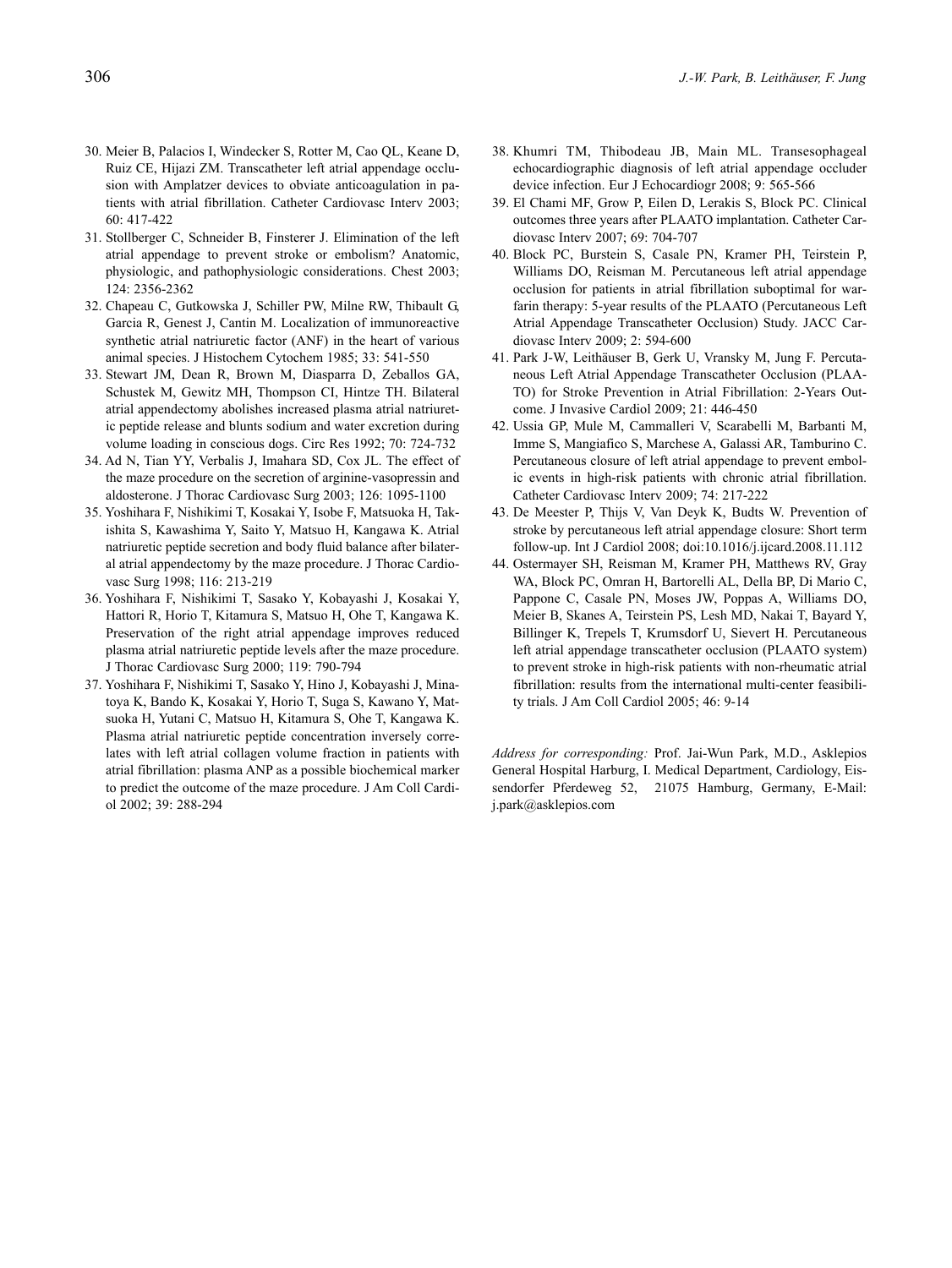30. Meier B, Palacios I, Windecker S, Rotter M, Cao QL, Keane D, Ruiz CE, Hijazi ZM. Transcatheter left atrial appendage occlusion with Amplatzer devices to obviate anticoagulation in patients with atrial fibrillation. Catheter Cardiovasc Interv 2003; 60: 417-422
31. Stollberger C, Schneider B, Finsterer J. Elimination of the left atrial appendage to prevent stroke or embolism? Anatomic, physiologic, and pathophysiologic considerations. Chest 2003; 124: 2356-2362
32. Chapeau C, Gutkowska J, Schiller PW, Milne RW, Thibault G, Garcia R, Genest J, Cantin M. Localization of immunoreactive synthetic atrial natriuretic factor (ANF) in the heart of various animal species. J Histochem Cytochem 1985; 33: 541-550
33. Stewart JM, Dean R, Brown M, Diasparra D, Zeballos GA, Schustek M, Gewitz MH, Thompson CI, Hintze TH. Bilateral atrial appendectomy abolishes increased plasma atrial natriuretic peptide release and blunts sodium and water excretion during volume loading in conscious dogs. Circ Res 1992; 70: 724-732
34. Ad N, Tian YY, Verbalis J, Imahara SD, Cox JL. The effect of the maze procedure on the secretion of arginine-vasopressin and aldosterone. J Thorac Cardiovasc Surg 2003; 126: 1095-1100
35. Yoshihara F, Nishikimi T, Kosakai Y, Isobe F, Matsuoka H, Takishita S, Kawashima Y, Saito Y, Matsuo H, Kangawa K. Atrial natriuretic peptide secretion and body fluid balance after bilateral atrial appendectomy by the maze procedure. J Thorac Cardiovasc Surg 1998; 116: 213-219
36. Yoshihara F, Nishikimi T, Sasako Y, Kobayashi J, Kosakai Y, Hattori R, Horio T, Kitamura S, Matsuo H, Ohe T, Kangawa K. Preservation of the right atrial appendage improves reduced plasma atrial natriuretic peptide levels after the maze procedure. J Thorac Cardiovasc Surg 2000; 119: 790-794
37. Yoshihara F, Nishikimi T, Sasako Y, Hino J, Kobayashi J, Minatoya K, Bando K, Kosakai Y, Horio T, Suga S, Kawano Y, Matsuoka H, Yutani C, Matsuo H, Kitamura S, Ohe T, Kangawa K. Plasma atrial natriuretic peptide concentration inversely correlates with left atrial collagen volume fraction in patients with atrial fibrillation: plasma ANP as a possible biochemical marker to predict the outcome of the maze procedure. J Am Coll Cardiol 2002; 39: 288-294
38. Khumri TM, Thibodeau JB, Main ML. Transesophageal echocardiographic diagnosis of left atrial appendage occluder device infection. Eur J Echocardiogr 2008; 9: 565-566
39. El Chami MF, Grow P, Eilen D, Lerakis S, Block PC. Clinical outcomes three years after PLAATO implantation. Catheter Cardiovasc Interv 2007; 69: 704-707
40. Block PC, Burstein S, Casale PN, Kramer PH, Teirstein P, Williams DO, Reisman M. Percutaneous left atrial appendage occlusion for patients in atrial fibrillation suboptimal for warfarin therapy: 5-year results of the PLAATO (Percutaneous Left Atrial Appendage Transcatheter Occlusion) Study. JACC Cardiovasc Interv 2009; 2: 594-600
41. Park J-W, Leithäuser B, Gerk U, Vransky M, Jung F. Percutaneous Left Atrial Appendage Transcatheter Occlusion (PLAATO) for Stroke Prevention in Atrial Fibrillation: 2-Years Outcome. J Invasive Cardiol 2009; 21: 446-450
42. Ussia GP, Mule M, Cammalleri V, Scarabelli M, Barbanti M, Imme S, Mangiafico S, Marchese A, Galassi AR, Tamburino C. Percutaneous closure of left atrial appendage to prevent embolic events in high-risk patients with chronic atrial fibrillation. Catheter Cardiovasc Interv 2009; 74: 217-222
43. De Meester P, Thijs V, Van Deyk K, Budts W. Prevention of stroke by percutaneous left atrial appendage closure: Short term follow-up. Int J Cardiol 2008; doi:10.1016/j.ijcard.2008.11.112
44. Ostermayer SH, Reisman M, Kramer PH, Matthews RV, Gray WA, Block PC, Omran H, Bartorelli AL, Della BP, Di Mario C, Pappone C, Casale PN, Moses JW, Poppas A, Williams DO, Meier B, Skanes A, Teirstein PS, Lesh MD, Nakai T, Bayard Y, Billinger K, Trepels T, Krumsdorf U, Sievert H. Percutaneous left atrial appendage transcatheter occlusion (PLAATO system) to prevent stroke in high-risk patients with non-rheumatic atrial fibrillation: results from the international multi-center feasibility trials. J Am Coll Cardiol 2005; 46: 9-14

*Address for corresponding:* Prof. Jai-Wun Park, M.D., Asklepios General Hospital Harburg, I. Medical Department, Cardiology, Eissendorfer Pferdeweg 52, 21075 Hamburg, Germany, E-Mail: j.park@asklepios.com